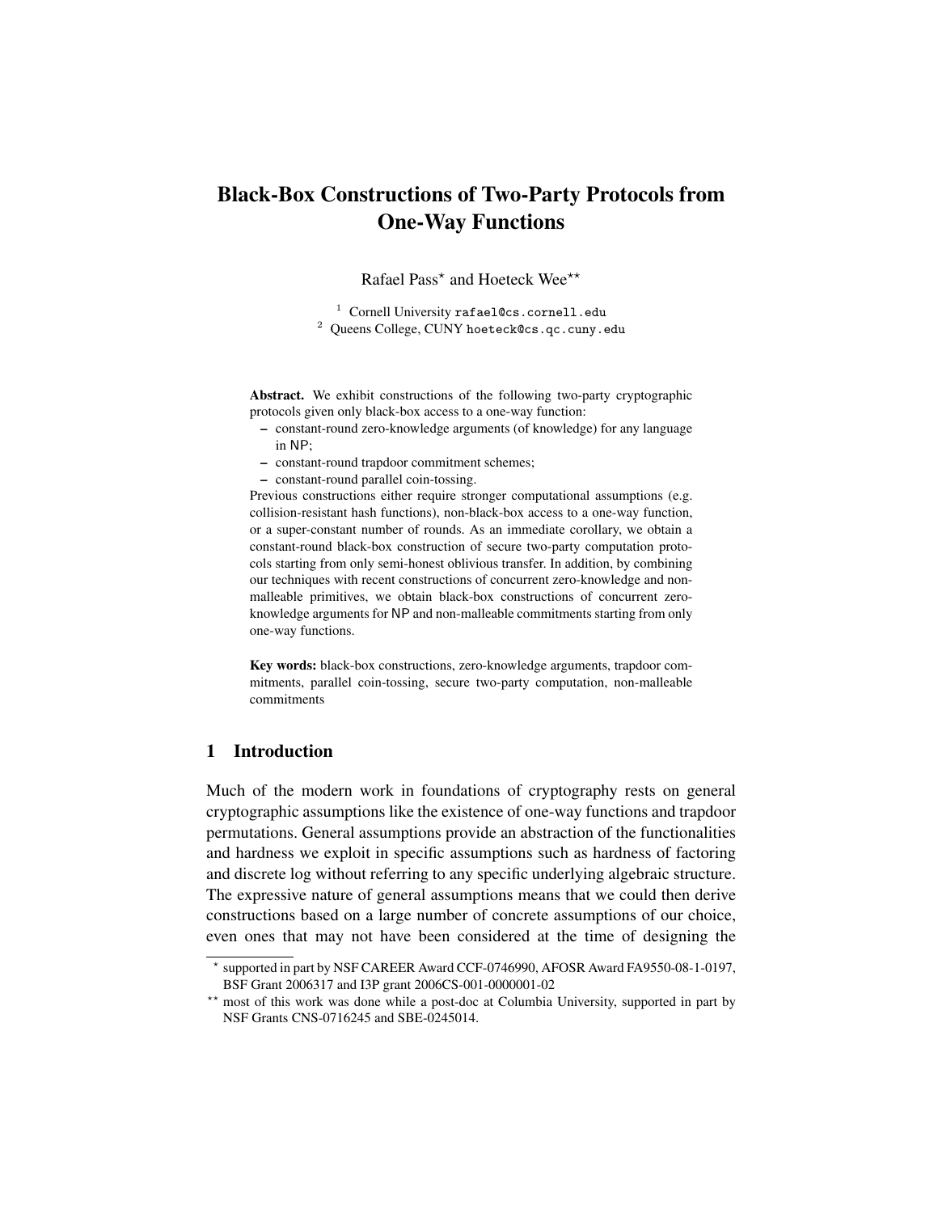# Black-Box Constructions of Two-Party Protocols from One-Way Functions

Rafael Pass* and Hoeteck Wee**

[1] Cornell University rafael@cs.cornell.edu
[2] Queens College, CUNY hoeteck@cs.qc.cuny.edu

**Abstract.** We exhibit constructions of the following two-party cryptographic protocols given only black-box access to a one-way function:

- constant-round zero-knowledge arguments (of knowledge) for any language in NP;
- constant-round trapdoor commitment schemes;
- constant-round parallel coin-tossing.

Previous constructions either require stronger computational assumptions (e.g. collision-resistant hash functions), non-black-box access to a one-way function, or a super-constant number of rounds. As an immediate corollary, we obtain a constant-round black-box construction of secure two-party computation protocols starting from only semi-honest oblivious transfer. In addition, by combining our techniques with recent constructions of concurrent zero-knowledge and non-malleable primitives, we obtain black-box constructions of concurrent zero-knowledge arguments for NP and non-malleable commitments starting from only one-way functions.

**Key words:** black-box constructions, zero-knowledge arguments, trapdoor commitments, parallel coin-tossing, secure two-party computation, non-malleable commitments

## 1 Introduction

Much of the modern work in foundations of cryptography rests on general cryptographic assumptions like the existence of one-way functions and trapdoor permutations. General assumptions provide an abstraction of the functionalities and hardness we exploit in specific assumptions such as hardness of factoring and discrete log without referring to any specific underlying algebraic structure. The expressive nature of general assumptions means that we could then derive constructions based on a large number of concrete assumptions of our choice, even ones that may not have been considered at the time of designing the

---

* supported in part by NSF CAREER Award CCF-0746990, AFOSR Award FA9550-08-1-0197, BSF Grant 2006317 and I3P grant 2006CS-001-0000001-02

** most of this work was done while a post-doc at Columbia University, supported in part by NSF Grants CNS-0716245 and SBE-0245014.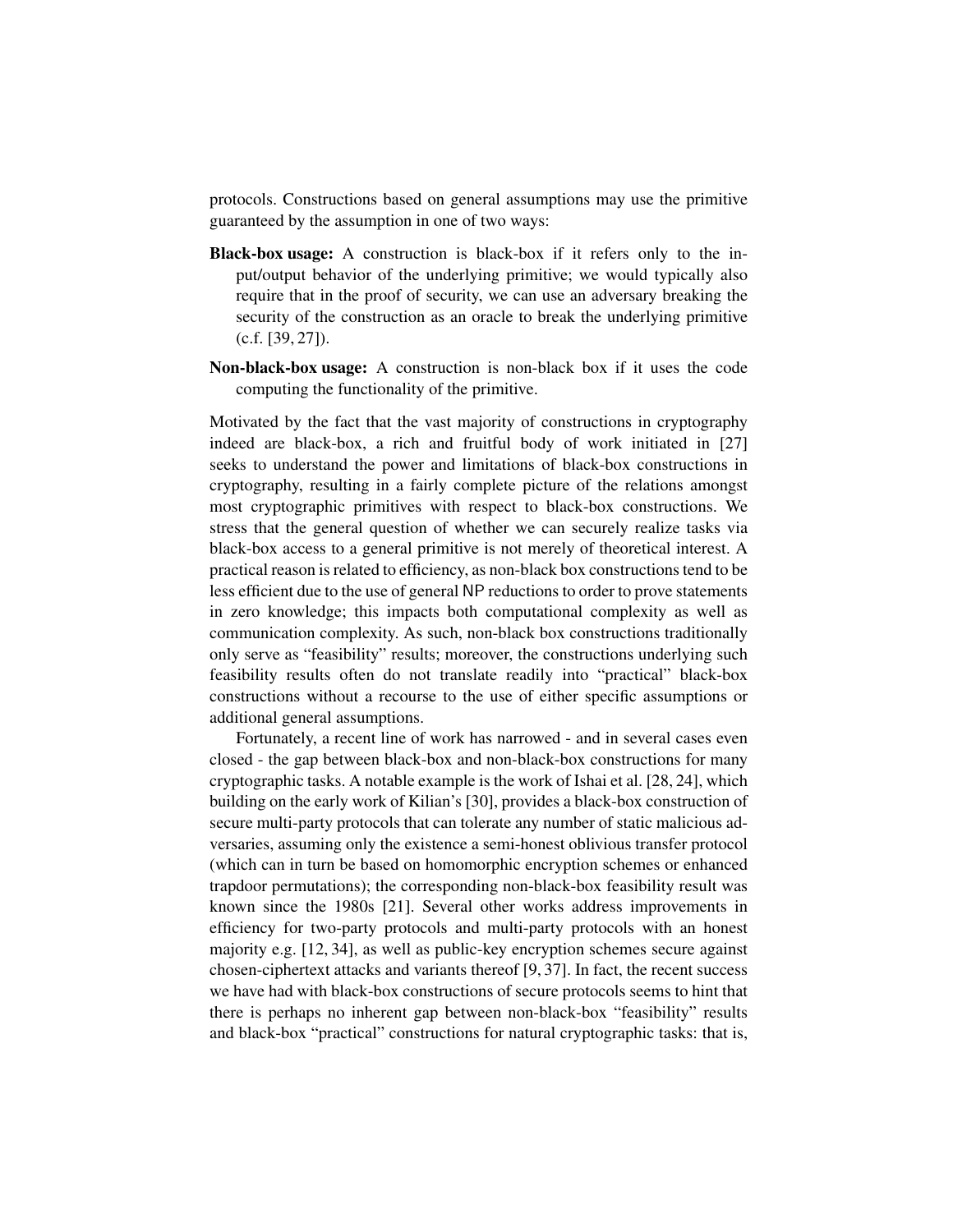protocols. Constructions based on general assumptions may use the primitive guaranteed by the assumption in one of two ways:

**Black-box usage:** A construction is black-box if it refers only to the input/output behavior of the underlying primitive; we would typically also require that in the proof of security, we can use an adversary breaking the security of the construction as an oracle to break the underlying primitive (c.f. [39, 27]).

**Non-black-box usage:** A construction is non-black box if it uses the code computing the functionality of the primitive.

Motivated by the fact that the vast majority of constructions in cryptography indeed are black-box, a rich and fruitful body of work initiated in [27] seeks to understand the power and limitations of black-box constructions in cryptography, resulting in a fairly complete picture of the relations amongst most cryptographic primitives with respect to black-box constructions. We stress that the general question of whether we can securely realize tasks via black-box access to a general primitive is not merely of theoretical interest. A practical reason is related to efficiency, as non-black box constructions tend to be less efficient due to the use of general NP reductions to order to prove statements in zero knowledge; this impacts both computational complexity as well as communication complexity. As such, non-black box constructions traditionally only serve as "feasibility" results; moreover, the constructions underlying such feasibility results often do not translate readily into "practical" black-box constructions without a recourse to the use of either specific assumptions or additional general assumptions.

Fortunately, a recent line of work has narrowed - and in several cases even closed - the gap between black-box and non-black-box constructions for many cryptographic tasks. A notable example is the work of Ishai et al. [28, 24], which building on the early work of Kilian's [30], provides a black-box construction of secure multi-party protocols that can tolerate any number of static malicious adversaries, assuming only the existence a semi-honest oblivious transfer protocol (which can in turn be based on homomorphic encryption schemes or enhanced trapdoor permutations); the corresponding non-black-box feasibility result was known since the 1980s [21]. Several other works address improvements in efficiency for two-party protocols and multi-party protocols with an honest majority e.g. [12, 34], as well as public-key encryption schemes secure against chosen-ciphertext attacks and variants thereof [9, 37]. In fact, the recent success we have had with black-box constructions of secure protocols seems to hint that there is perhaps no inherent gap between non-black-box "feasibility" results and black-box "practical" constructions for natural cryptographic tasks: that is,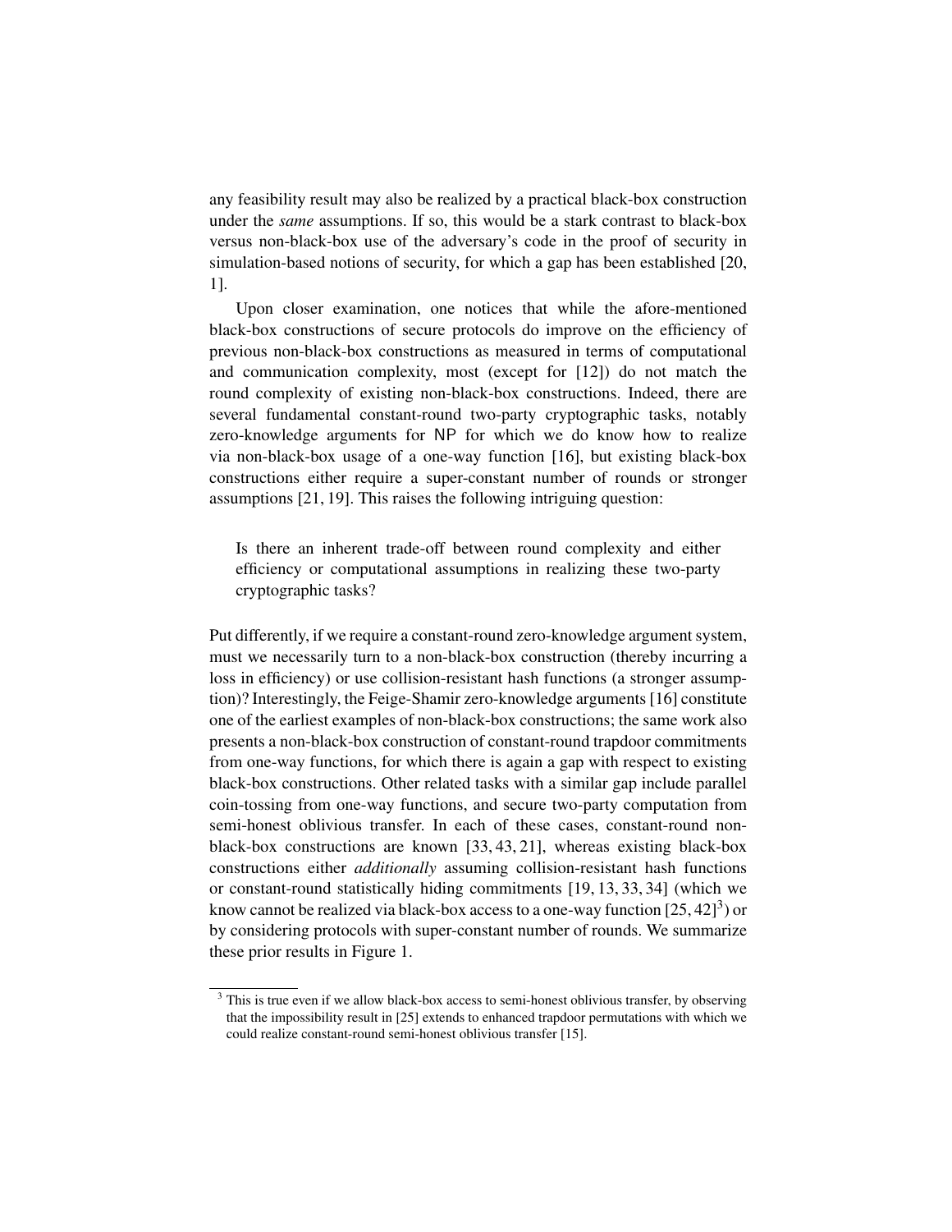any feasibility result may also be realized by a practical black-box construction under the *same* assumptions. If so, this would be a stark contrast to black-box versus non-black-box use of the adversary's code in the proof of security in simulation-based notions of security, for which a gap has been established [20, 1].

Upon closer examination, one notices that while the afore-mentioned black-box constructions of secure protocols do improve on the efficiency of previous non-black-box constructions as measured in terms of computational and communication complexity, most (except for [12]) do not match the round complexity of existing non-black-box constructions. Indeed, there are several fundamental constant-round two-party cryptographic tasks, notably zero-knowledge arguments for NP for which we do know how to realize via non-black-box usage of a one-way function [16], but existing black-box constructions either require a super-constant number of rounds or stronger assumptions [21, 19]. This raises the following intriguing question:

> Is there an inherent trade-off between round complexity and either efficiency or computational assumptions in realizing these two-party cryptographic tasks?

Put differently, if we require a constant-round zero-knowledge argument system, must we necessarily turn to a non-black-box construction (thereby incurring a loss in efficiency) or use collision-resistant hash functions (a stronger assumption)? Interestingly, the Feige-Shamir zero-knowledge arguments [16] constitute one of the earliest examples of non-black-box constructions; the same work also presents a non-black-box construction of constant-round trapdoor commitments from one-way functions, for which there is again a gap with respect to existing black-box constructions. Other related tasks with a similar gap include parallel coin-tossing from one-way functions, and secure two-party computation from semi-honest oblivious transfer. In each of these cases, constant-round non-black-box constructions are known [33, 43, 21], whereas existing black-box constructions either *additionally* assuming collision-resistant hash functions or constant-round statistically hiding commitments [19, 13, 33, 34] (which we know cannot be realized via black-box access to a one-way function [25, 42][3]) or by considering protocols with super-constant number of rounds. We summarize these prior results in Figure 1.

[3] This is true even if we allow black-box access to semi-honest oblivious transfer, by observing that the impossibility result in [25] extends to enhanced trapdoor permutations with which we could realize constant-round semi-honest oblivious transfer [15].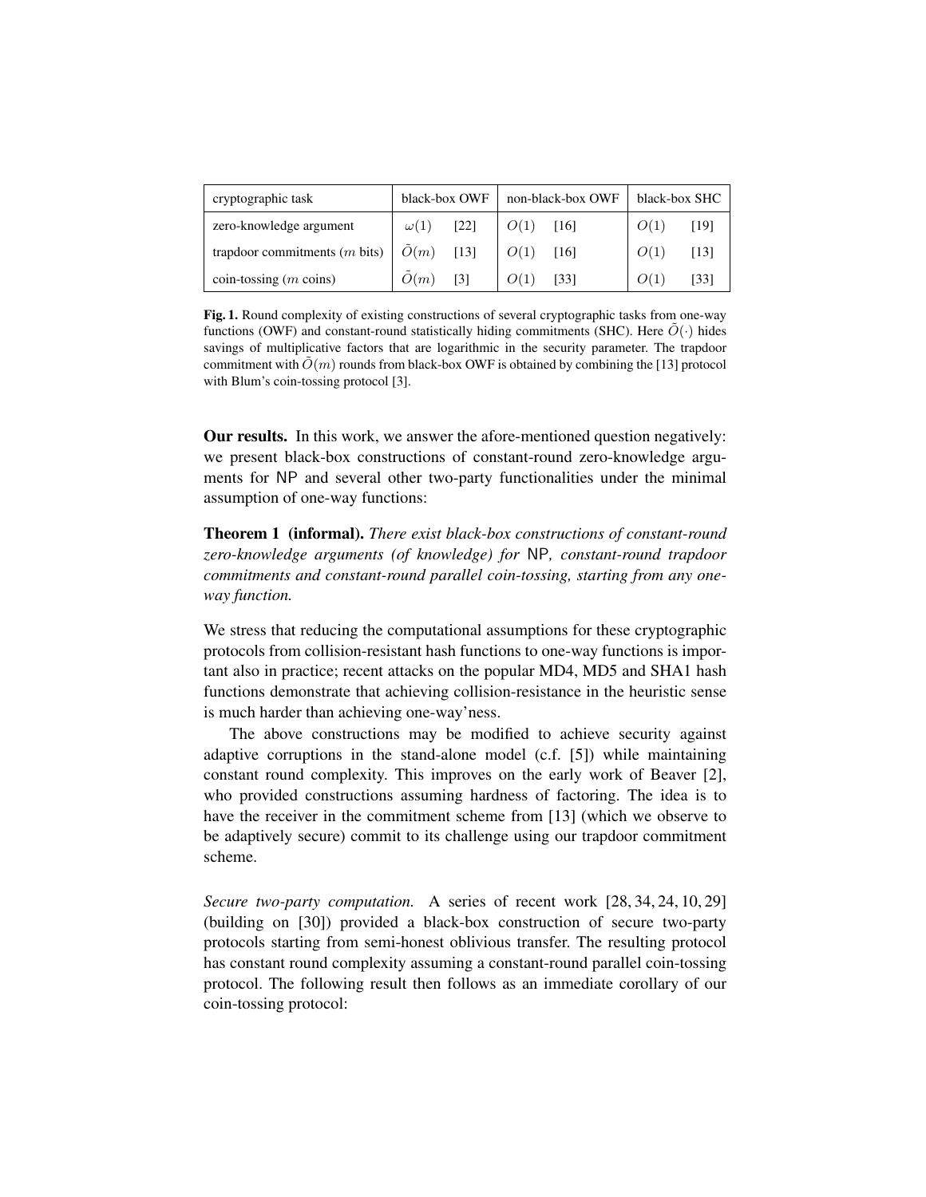| cryptographic task | black-box OWF | | non-black-box OWF | | black-box SHC | |
|---|---|---|---|---|---|---|
| zero-knowledge argument | $\omega(1)$ | [22] | $O(1)$ | [16] | $O(1)$ | [19] |
| trapdoor commitments ($m$ bits) | $\tilde{O}(m)$ | [13] | $O(1)$ | [16] | $O(1)$ | [13] |
| coin-tossing ($m$ coins) | $\tilde{O}(m)$ | [3] | $O(1)$ | [33] | $O(1)$ | [33] |

**Fig. 1.** Round complexity of existing constructions of several cryptographic tasks from one-way functions (OWF) and constant-round statistically hiding commitments (SHC). Here $\tilde{O}(\cdot)$ hides savings of multiplicative factors that are logarithmic in the security parameter. The trapdoor commitment with $\tilde{O}(m)$ rounds from black-box OWF is obtained by combining the [13] protocol with Blum's coin-tossing protocol [3].

**Our results.** In this work, we answer the afore-mentioned question negatively: we present black-box constructions of constant-round zero-knowledge arguments for NP and several other two-party functionalities under the minimal assumption of one-way functions:

**Theorem 1 (informal).** *There exist black-box constructions of constant-round zero-knowledge arguments (of knowledge) for* NP*, constant-round trapdoor commitments and constant-round parallel coin-tossing, starting from any one-way function.*

We stress that reducing the computational assumptions for these cryptographic protocols from collision-resistant hash functions to one-way functions is important also in practice; recent attacks on the popular MD4, MD5 and SHA1 hash functions demonstrate that achieving collision-resistance in the heuristic sense is much harder than achieving one-way'ness.

The above constructions may be modified to achieve security against adaptive corruptions in the stand-alone model (c.f. [5]) while maintaining constant round complexity. This improves on the early work of Beaver [2], who provided constructions assuming hardness of factoring. The idea is to have the receiver in the commitment scheme from [13] (which we observe to be adaptively secure) commit to its challenge using our trapdoor commitment scheme.

*Secure two-party computation.* A series of recent work [28, 34, 24, 10, 29] (building on [30]) provided a black-box construction of secure two-party protocols starting from semi-honest oblivious transfer. The resulting protocol has constant round complexity assuming a constant-round parallel coin-tossing protocol. The following result then follows as an immediate corollary of our coin-tossing protocol: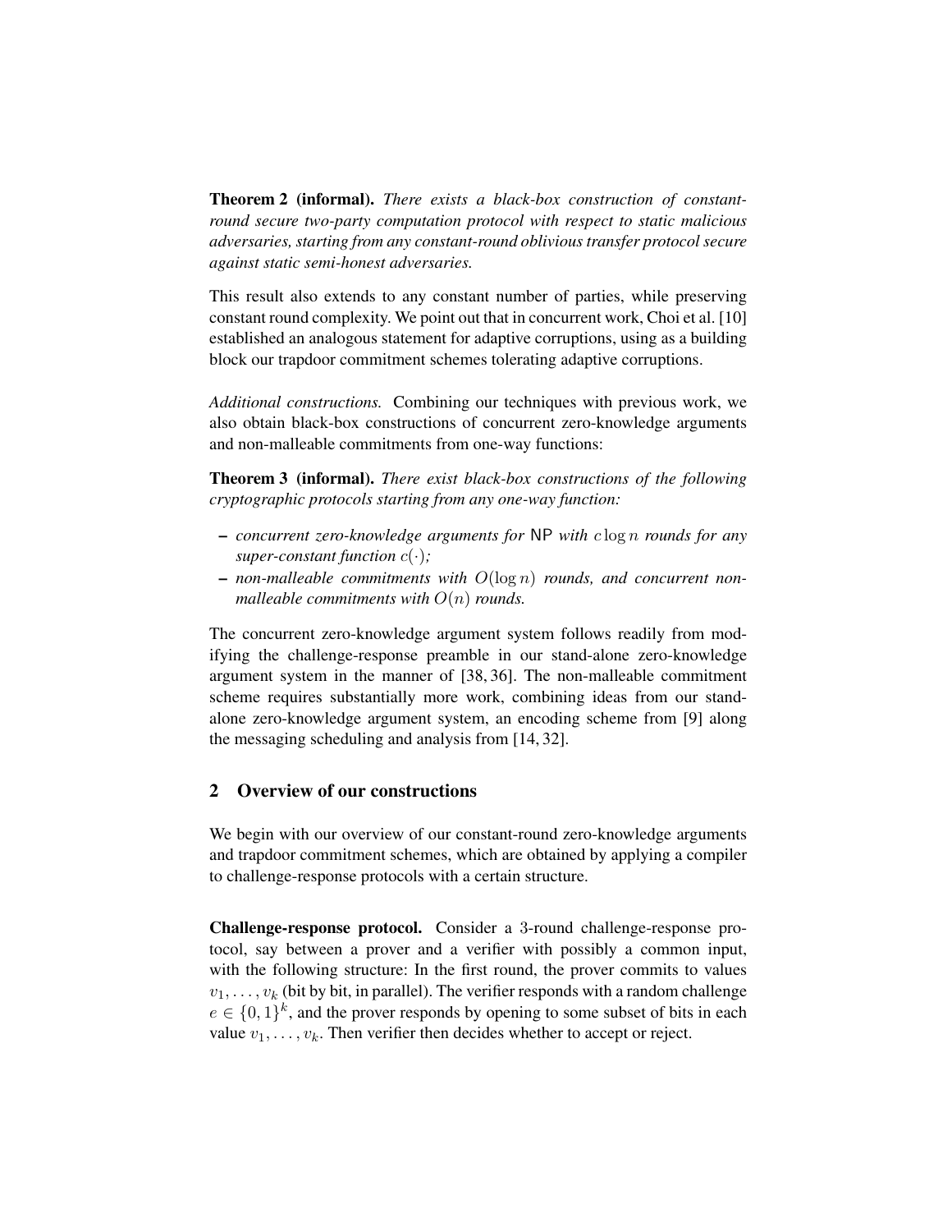**Theorem 2 (informal).** *There exists a black-box construction of constant-round secure two-party computation protocol with respect to static malicious adversaries, starting from any constant-round oblivious transfer protocol secure against static semi-honest adversaries.*

This result also extends to any constant number of parties, while preserving constant round complexity. We point out that in concurrent work, Choi et al. [10] established an analogous statement for adaptive corruptions, using as a building block our trapdoor commitment schemes tolerating adaptive corruptions.

*Additional constructions.* Combining our techniques with previous work, we also obtain black-box constructions of concurrent zero-knowledge arguments and non-malleable commitments from one-way functions:

**Theorem 3 (informal).** *There exist black-box constructions of the following cryptographic protocols starting from any one-way function:*

- *concurrent zero-knowledge arguments for* NP *with* $c \log n$ *rounds for any super-constant function* $c(\cdot)$*;*
- *non-malleable commitments with* $O(\log n)$ *rounds, and concurrent non-malleable commitments with* $O(n)$ *rounds.*

The concurrent zero-knowledge argument system follows readily from modifying the challenge-response preamble in our stand-alone zero-knowledge argument system in the manner of [38, 36]. The non-malleable commitment scheme requires substantially more work, combining ideas from our stand-alone zero-knowledge argument system, an encoding scheme from [9] along the messaging scheduling and analysis from [14, 32].

## 2 Overview of our constructions

We begin with our overview of our constant-round zero-knowledge arguments and trapdoor commitment schemes, which are obtained by applying a compiler to challenge-response protocols with a certain structure.

**Challenge-response protocol.** Consider a 3-round challenge-response protocol, say between a prover and a verifier with possibly a common input, with the following structure: In the first round, the prover commits to values $v_1, \ldots, v_k$ (bit by bit, in parallel). The verifier responds with a random challenge $e \in \{0,1\}^k$, and the prover responds by opening to some subset of bits in each value $v_1, \ldots, v_k$. Then verifier then decides whether to accept or reject.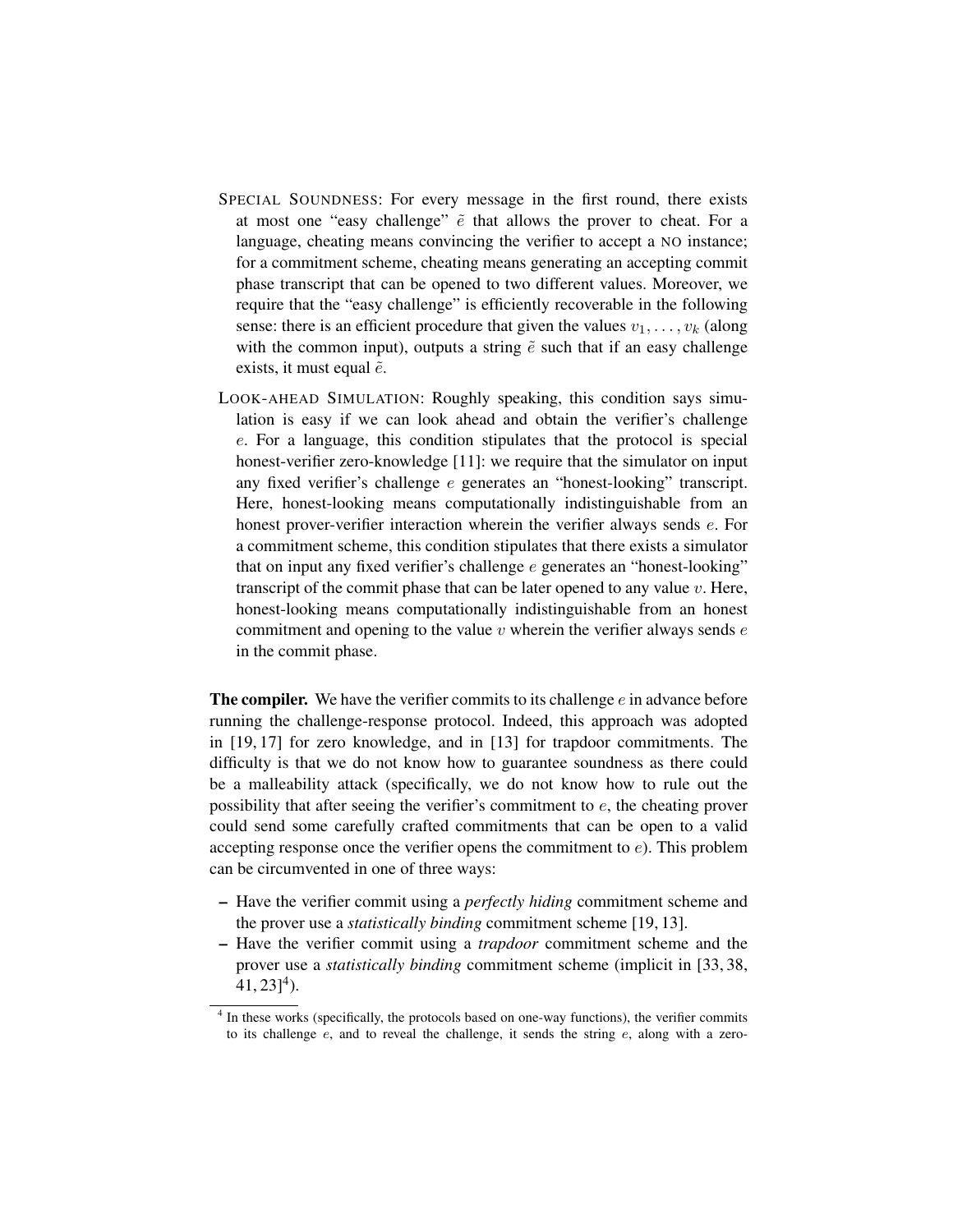- SPECIAL SOUNDNESS: For every message in the first round, there exists at most one "easy challenge" $\tilde{e}$ that allows the prover to cheat. For a language, cheating means convincing the verifier to accept a NO instance; for a commitment scheme, cheating means generating an accepting commit phase transcript that can be opened to two different values. Moreover, we require that the "easy challenge" is efficiently recoverable in the following sense: there is an efficient procedure that given the values $v_1, \ldots, v_k$ (along with the common input), outputs a string $\tilde{e}$ such that if an easy challenge exists, it must equal $\tilde{e}$.
- LOOK-AHEAD SIMULATION: Roughly speaking, this condition says simulation is easy if we can look ahead and obtain the verifier's challenge $e$. For a language, this condition stipulates that the protocol is special honest-verifier zero-knowledge [11]: we require that the simulator on input any fixed verifier's challenge $e$ generates an "honest-looking" transcript. Here, honest-looking means computationally indistinguishable from an honest prover-verifier interaction wherein the verifier always sends $e$. For a commitment scheme, this condition stipulates that there exists a simulator that on input any fixed verifier's challenge $e$ generates an "honest-looking" transcript of the commit phase that can be later opened to any value $v$. Here, honest-looking means computationally indistinguishable from an honest commitment and opening to the value $v$ wherein the verifier always sends $e$ in the commit phase.

**The compiler.** We have the verifier commits to its challenge $e$ in advance before running the challenge-response protocol. Indeed, this approach was adopted in [19, 17] for zero knowledge, and in [13] for trapdoor commitments. The difficulty is that we do not know how to guarantee soundness as there could be a malleability attack (specifically, we do not know how to rule out the possibility that after seeing the verifier's commitment to $e$, the cheating prover could send some carefully crafted commitments that can be open to a valid accepting response once the verifier opens the commitment to $e$). This problem can be circumvented in one of three ways:

- Have the verifier commit using a *perfectly hiding* commitment scheme and the prover use a *statistically binding* commitment scheme [19, 13].
- Have the verifier commit using a *trapdoor* commitment scheme and the prover use a *statistically binding* commitment scheme (implicit in [33, 38, 41, 23][4]).

[4] In these works (specifically, the protocols based on one-way functions), the verifier commits to its challenge $e$, and to reveal the challenge, it sends the string $e$, along with a zero-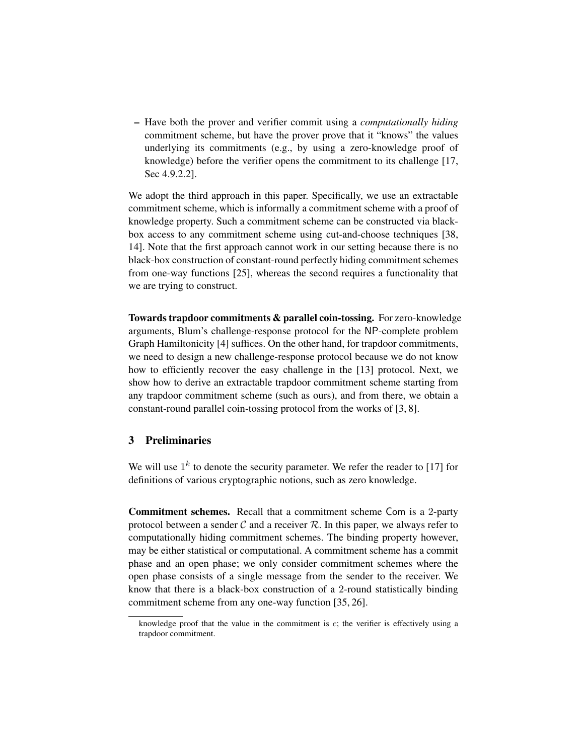– Have both the prover and verifier commit using a *computationally hiding* commitment scheme, but have the prover prove that it "knows" the values underlying its commitments (e.g., by using a zero-knowledge proof of knowledge) before the verifier opens the commitment to its challenge [17, Sec 4.9.2.2].

We adopt the third approach in this paper. Specifically, we use an extractable commitment scheme, which is informally a commitment scheme with a proof of knowledge property. Such a commitment scheme can be constructed via black-box access to any commitment scheme using cut-and-choose techniques [38, 14]. Note that the first approach cannot work in our setting because there is no black-box construction of constant-round perfectly hiding commitment schemes from one-way functions [25], whereas the second requires a functionality that we are trying to construct.

**Towards trapdoor commitments & parallel coin-tossing.** For zero-knowledge arguments, Blum's challenge-response protocol for the NP-complete problem Graph Hamiltonicity [4] suffices. On the other hand, for trapdoor commitments, we need to design a new challenge-response protocol because we do not know how to efficiently recover the easy challenge in the [13] protocol. Next, we show how to derive an extractable trapdoor commitment scheme starting from any trapdoor commitment scheme (such as ours), and from there, we obtain a constant-round parallel coin-tossing protocol from the works of [3, 8].

## 3 Preliminaries

We will use $1^k$ to denote the security parameter. We refer the reader to [17] for definitions of various cryptographic notions, such as zero knowledge.

**Commitment schemes.** Recall that a commitment scheme $\mathsf{Com}$ is a 2-party protocol between a sender $\mathcal{C}$ and a receiver $\mathcal{R}$. In this paper, we always refer to computationally hiding commitment schemes. The binding property however, may be either statistical or computational. A commitment scheme has a commit phase and an open phase; we only consider commitment schemes where the open phase consists of a single message from the sender to the receiver. We know that there is a black-box construction of a 2-round statistically binding commitment scheme from any one-way function [35, 26].

knowledge proof that the value in the commitment is $e$; the verifier is effectively using a trapdoor commitment.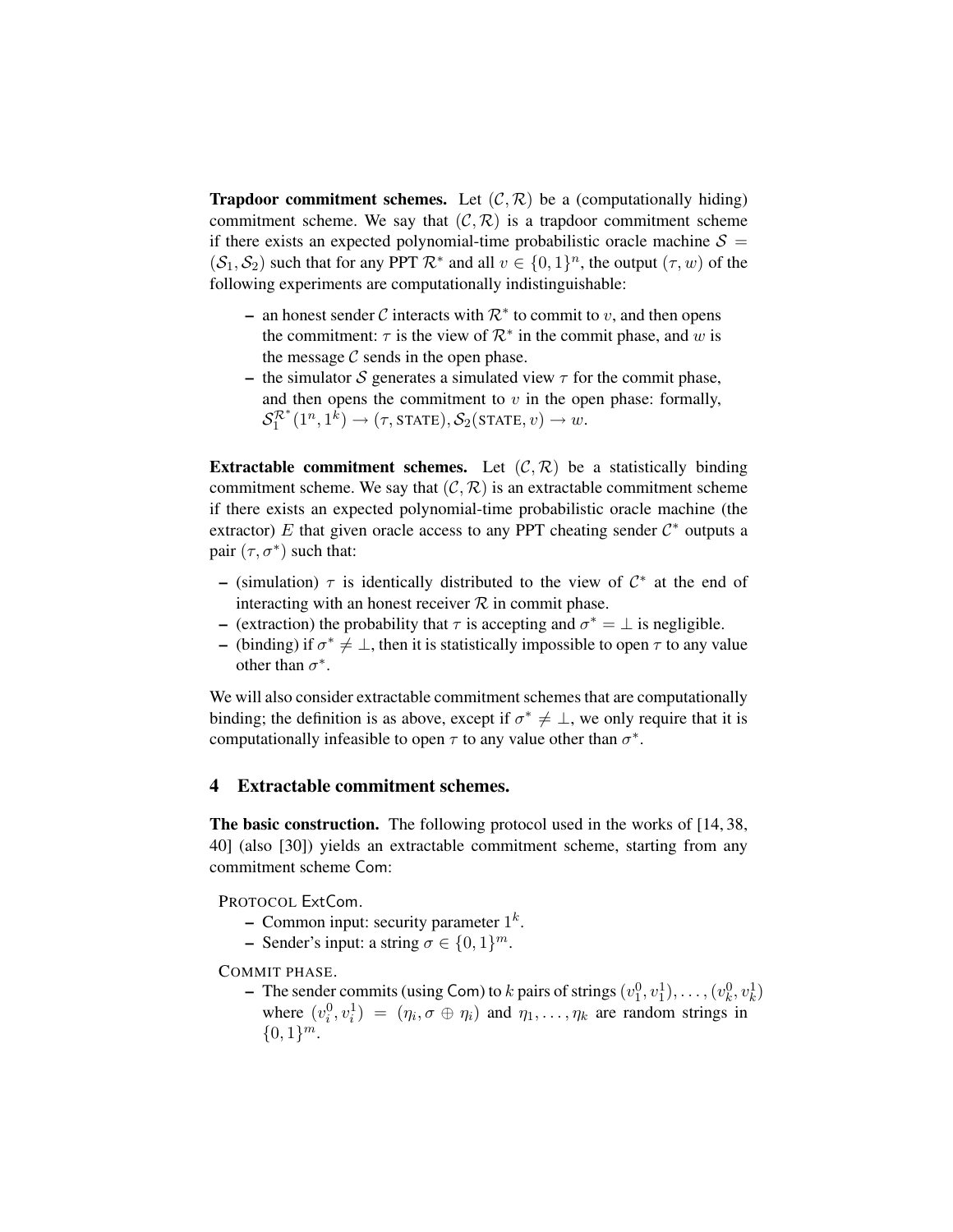**Trapdoor commitment schemes.** Let $(\mathcal{C}, \mathcal{R})$ be a (computationally hiding) commitment scheme. We say that $(\mathcal{C}, \mathcal{R})$ is a trapdoor commitment scheme if there exists an expected polynomial-time probabilistic oracle machine $\mathcal{S} = (\mathcal{S}_1, \mathcal{S}_2)$ such that for any PPT $\mathcal{R}^*$ and all $v \in \{0,1\}^n$, the output $(\tau, w)$ of the following experiments are computationally indistinguishable:

- an honest sender $\mathcal{C}$ interacts with $\mathcal{R}^*$ to commit to $v$, and then opens the commitment: $\tau$ is the view of $\mathcal{R}^*$ in the commit phase, and $w$ is the message $\mathcal{C}$ sends in the open phase.
- the simulator $\mathcal{S}$ generates a simulated view $\tau$ for the commit phase, and then opens the commitment to $v$ in the open phase: formally, $\mathcal{S}_1^{\mathcal{R}^*}(1^n, 1^k) \rightarrow (\tau, \text{STATE}), \mathcal{S}_2(\text{STATE}, v) \rightarrow w$.

**Extractable commitment schemes.** Let $(\mathcal{C}, \mathcal{R})$ be a statistically binding commitment scheme. We say that $(\mathcal{C}, \mathcal{R})$ is an extractable commitment scheme if there exists an expected polynomial-time probabilistic oracle machine (the extractor) $E$ that given oracle access to any PPT cheating sender $\mathcal{C}^*$ outputs a pair $(\tau, \sigma^*)$ such that:

- (simulation) $\tau$ is identically distributed to the view of $\mathcal{C}^*$ at the end of interacting with an honest receiver $\mathcal{R}$ in commit phase.
- (extraction) the probability that $\tau$ is accepting and $\sigma^* = \perp$ is negligible.
- (binding) if $\sigma^* \neq \perp$, then it is statistically impossible to open $\tau$ to any value other than $\sigma^*$.

We will also consider extractable commitment schemes that are computationally binding; the definition is as above, except if $\sigma^* \neq \perp$, we only require that it is computationally infeasible to open $\tau$ to any value other than $\sigma^*$.

## 4 Extractable commitment schemes.

**The basic construction.** The following protocol used in the works of [14, 38, 40] (also [30]) yields an extractable commitment scheme, starting from any commitment scheme Com:

PROTOCOL ExtCom.

- Common input: security parameter $1^k$.
- Sender's input: a string $\sigma \in \{0,1\}^m$.

COMMIT PHASE.

- The sender commits (using Com) to $k$ pairs of strings $(v_1^0, v_1^1), \ldots, (v_k^0, v_k^1)$ where $(v_i^0, v_i^1) = (\eta_i, \sigma \oplus \eta_i)$ and $\eta_1, \ldots, \eta_k$ are random strings in $\{0,1\}^m$.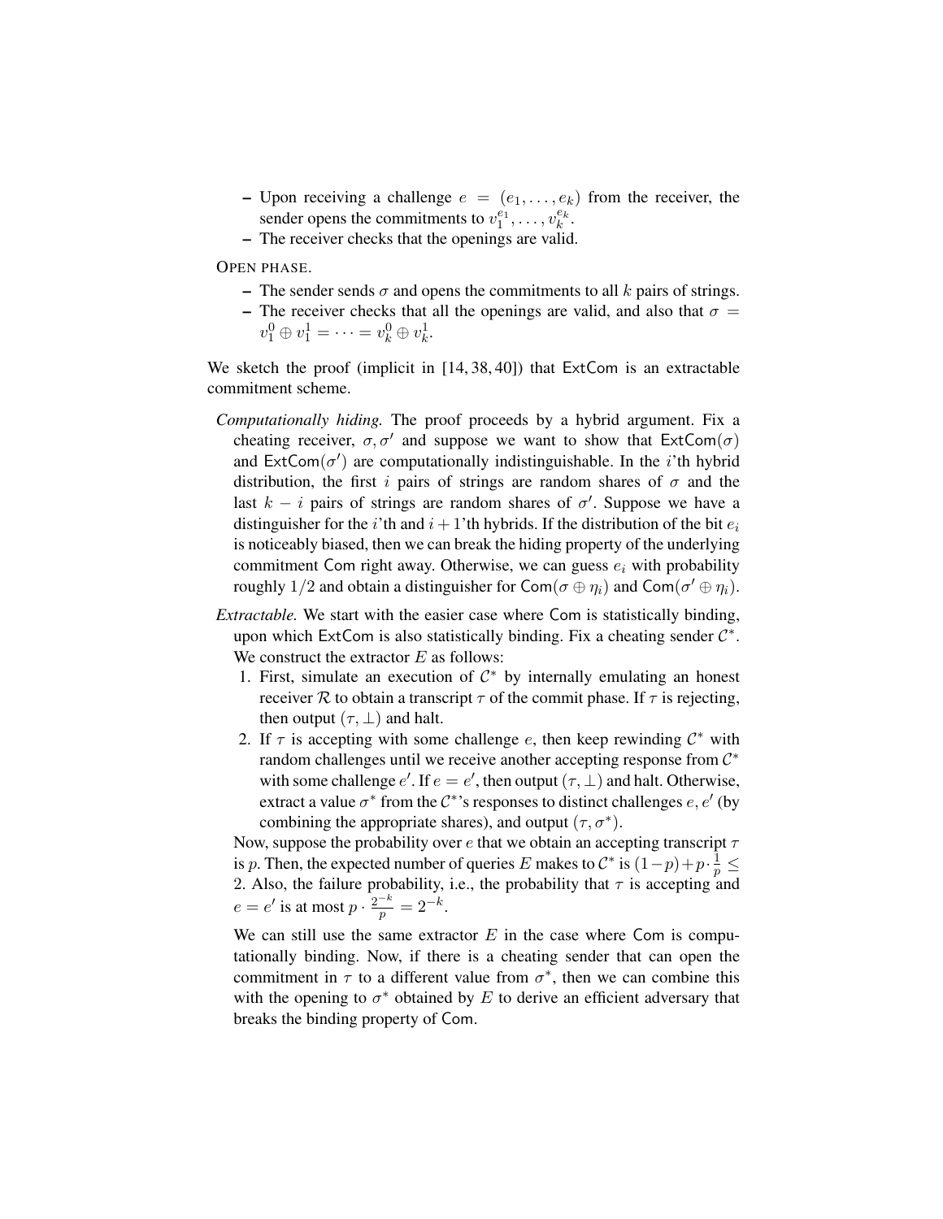- Upon receiving a challenge $e = (e_1, \ldots, e_k)$ from the receiver, the sender opens the commitments to $v_1^{e_1}, \ldots, v_k^{e_k}$.
- The receiver checks that the openings are valid.

OPEN PHASE.

- The sender sends $\sigma$ and opens the commitments to all $k$ pairs of strings.
- The receiver checks that all the openings are valid, and also that $\sigma = v_1^0 \oplus v_1^1 = \cdots = v_k^0 \oplus v_k^1$.

We sketch the proof (implicit in [14, 38, 40]) that $\mathsf{ExtCom}$ is an extractable commitment scheme.

*Computationally hiding.* The proof proceeds by a hybrid argument. Fix a cheating receiver, $\sigma, \sigma'$ and suppose we want to show that $\mathsf{ExtCom}(\sigma)$ and $\mathsf{ExtCom}(\sigma')$ are computationally indistinguishable. In the $i$'th hybrid distribution, the first $i$ pairs of strings are random shares of $\sigma$ and the last $k - i$ pairs of strings are random shares of $\sigma'$. Suppose we have a distinguisher for the $i$'th and $i+1$'th hybrids. If the distribution of the bit $e_i$ is noticeably biased, then we can break the hiding property of the underlying commitment $\mathsf{Com}$ right away. Otherwise, we can guess $e_i$ with probability roughly $1/2$ and obtain a distinguisher for $\mathsf{Com}(\sigma \oplus \eta_i)$ and $\mathsf{Com}(\sigma' \oplus \eta_i)$.

*Extractable.* We start with the easier case where $\mathsf{Com}$ is statistically binding, upon which $\mathsf{ExtCom}$ is also statistically binding. Fix a cheating sender $\mathcal{C}^*$. We construct the extractor $E$ as follows:

1. First, simulate an execution of $\mathcal{C}^*$ by internally emulating an honest receiver $\mathcal{R}$ to obtain a transcript $\tau$ of the commit phase. If $\tau$ is rejecting, then output $(\tau, \perp)$ and halt.
2. If $\tau$ is accepting with some challenge $e$, then keep rewinding $\mathcal{C}^*$ with random challenges until we receive another accepting response from $\mathcal{C}^*$ with some challenge $e'$. If $e = e'$, then output $(\tau, \perp)$ and halt. Otherwise, extract a value $\sigma^*$ from the $\mathcal{C}^*$'s responses to distinct challenges $e, e'$ (by combining the appropriate shares), and output $(\tau, \sigma^*)$.

Now, suppose the probability over $e$ that we obtain an accepting transcript $\tau$ is $p$. Then, the expected number of queries $E$ makes to $\mathcal{C}^*$ is $(1-p) + p \cdot \frac{1}{p} \leq 2$. Also, the failure probability, i.e., the probability that $\tau$ is accepting and $e = e'$ is at most $p \cdot \frac{2^{-k}}{p} = 2^{-k}$.

We can still use the same extractor $E$ in the case where $\mathsf{Com}$ is computationally binding. Now, if there is a cheating sender that can open the commitment in $\tau$ to a different value from $\sigma^*$, then we can combine this with the opening to $\sigma^*$ obtained by $E$ to derive an efficient adversary that breaks the binding property of $\mathsf{Com}$.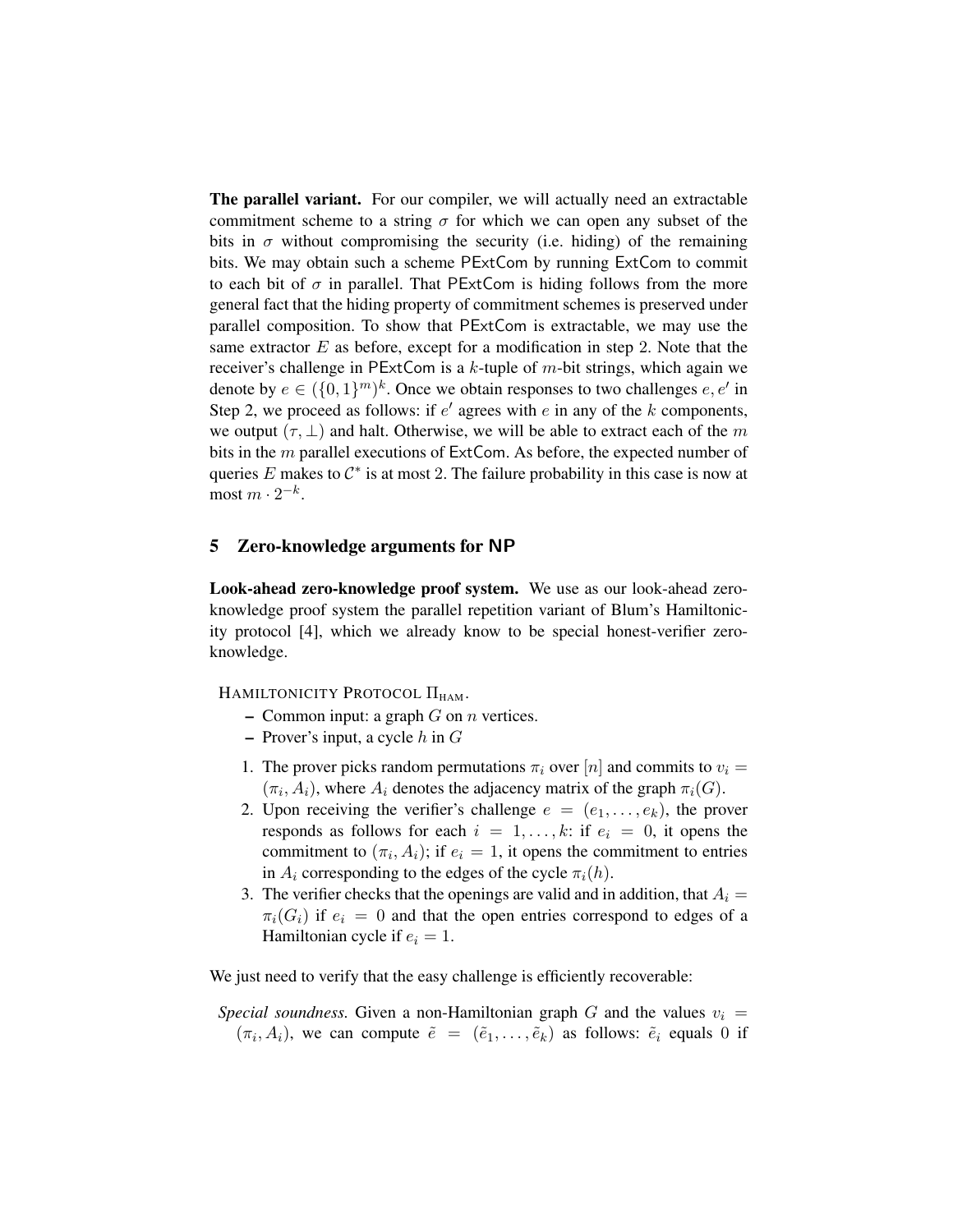**The parallel variant.** For our compiler, we will actually need an extractable commitment scheme to a string $\sigma$ for which we can open any subset of the bits in $\sigma$ without compromising the security (i.e. hiding) of the remaining bits. We may obtain such a scheme PExtCom by running ExtCom to commit to each bit of $\sigma$ in parallel. That PExtCom is hiding follows from the more general fact that the hiding property of commitment schemes is preserved under parallel composition. To show that PExtCom is extractable, we may use the same extractor $E$ as before, except for a modification in step 2. Note that the receiver's challenge in PExtCom is a $k$-tuple of $m$-bit strings, which again we denote by $e \in (\{0,1\}^m)^k$. Once we obtain responses to two challenges $e, e'$ in Step 2, we proceed as follows: if $e'$ agrees with $e$ in any of the $k$ components, we output $(\tau, \perp)$ and halt. Otherwise, we will be able to extract each of the $m$ bits in the $m$ parallel executions of ExtCom. As before, the expected number of queries $E$ makes to $\mathcal{C}^*$ is at most 2. The failure probability in this case is now at most $m \cdot 2^{-k}$.

## 5 Zero-knowledge arguments for NP

**Look-ahead zero-knowledge proof system.** We use as our look-ahead zero-knowledge proof system the parallel repetition variant of Blum's Hamiltonicity protocol [4], which we already know to be special honest-verifier zero-knowledge.

HAMILTONICITY PROTOCOL $\Pi_{\text{HAM}}$.

- Common input: a graph $G$ on $n$ vertices.
- Prover's input, a cycle $h$ in $G$

1. The prover picks random permutations $\pi_i$ over $[n]$ and commits to $v_i = (\pi_i, A_i)$, where $A_i$ denotes the adjacency matrix of the graph $\pi_i(G)$.
2. Upon receiving the verifier's challenge $e = (e_1, \ldots, e_k)$, the prover responds as follows for each $i = 1, \ldots, k$: if $e_i = 0$, it opens the commitment to $(\pi_i, A_i)$; if $e_i = 1$, it opens the commitment to entries in $A_i$ corresponding to the edges of the cycle $\pi_i(h)$.
3. The verifier checks that the openings are valid and in addition, that $A_i = \pi_i(G_i)$ if $e_i = 0$ and that the open entries correspond to edges of a Hamiltonian cycle if $e_i = 1$.

We just need to verify that the easy challenge is efficiently recoverable:

*Special soundness.* Given a non-Hamiltonian graph $G$ and the values $v_i = (\pi_i, A_i)$, we can compute $\tilde{e} = (\tilde{e}_1, \ldots, \tilde{e}_k)$ as follows: $\tilde{e}_i$ equals 0 if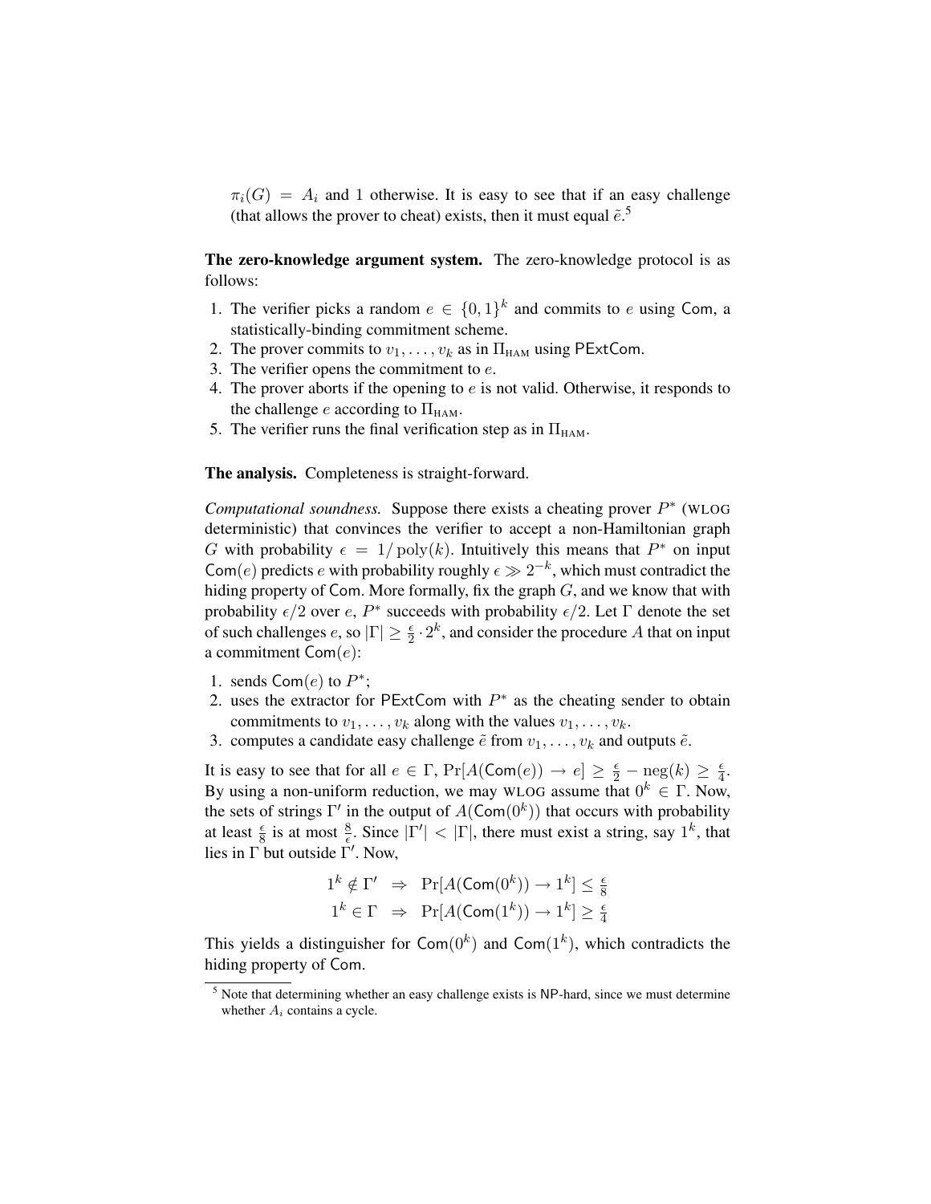$\pi_i(G) = A_i$ and 1 otherwise. It is easy to see that if an easy challenge (that allows the prover to cheat) exists, then it must equal $\tilde{e}$.[5]

**The zero-knowledge argument system.** The zero-knowledge protocol is as follows:

1. The verifier picks a random $e \in \{0,1\}^k$ and commits to $e$ using Com, a statistically-binding commitment scheme.
2. The prover commits to $v_1, \ldots, v_k$ as in $\Pi_{\text{HAM}}$ using PExtCom.
3. The verifier opens the commitment to $e$.
4. The prover aborts if the opening to $e$ is not valid. Otherwise, it responds to the challenge $e$ according to $\Pi_{\text{HAM}}$.
5. The verifier runs the final verification step as in $\Pi_{\text{HAM}}$.

**The analysis.** Completeness is straight-forward.

*Computational soundness.* Suppose there exists a cheating prover $P^*$ (WLOG deterministic) that convinces the verifier to accept a non-Hamiltonian graph $G$ with probability $\epsilon = 1/\operatorname{poly}(k)$. Intuitively this means that $P^*$ on input $\mathsf{Com}(e)$ predicts $e$ with probability roughly $\epsilon \gg 2^{-k}$, which must contradict the hiding property of Com. More formally, fix the graph $G$, and we know that with probability $\epsilon/2$ over $e$, $P^*$ succeeds with probability $\epsilon/2$. Let $\Gamma$ denote the set of such challenges $e$, so $|\Gamma| \geq \frac{\epsilon}{2} \cdot 2^k$, and consider the procedure $A$ that on input a commitment $\mathsf{Com}(e)$:

1. sends $\mathsf{Com}(e)$ to $P^*$;
2. uses the extractor for PExtCom with $P^*$ as the cheating sender to obtain commitments to $v_1, \ldots, v_k$ along with the values $v_1, \ldots, v_k$.
3. computes a candidate easy challenge $\tilde{e}$ from $v_1, \ldots, v_k$ and outputs $\tilde{e}$.

It is easy to see that for all $e \in \Gamma$, $\Pr[A(\mathsf{Com}(e)) \rightarrow e] \geq \frac{\epsilon}{2} - \operatorname{neg}(k) \geq \frac{\epsilon}{4}$. By using a non-uniform reduction, we may WLOG assume that $0^k \in \Gamma$. Now, the sets of strings $\Gamma'$ in the output of $A(\mathsf{Com}(0^k))$ that occurs with probability at least $\frac{\epsilon}{8}$ is at most $\frac{8}{\epsilon}$. Since $|\Gamma'| < |\Gamma|$, there must exist a string, say $1^k$, that lies in $\Gamma$ but outside $\Gamma'$. Now,

$$1^k \notin \Gamma' \;\Rightarrow\; \Pr[A(\mathsf{Com}(0^k)) \rightarrow 1^k] \leq \tfrac{\epsilon}{8}$$
$$1^k \in \Gamma \;\Rightarrow\; \Pr[A(\mathsf{Com}(1^k)) \rightarrow 1^k] \geq \tfrac{\epsilon}{4}$$

This yields a distinguisher for $\mathsf{Com}(0^k)$ and $\mathsf{Com}(1^k)$, which contradicts the hiding property of Com.

[5] Note that determining whether an easy challenge exists is NP-hard, since we must determine whether $A_i$ contains a cycle.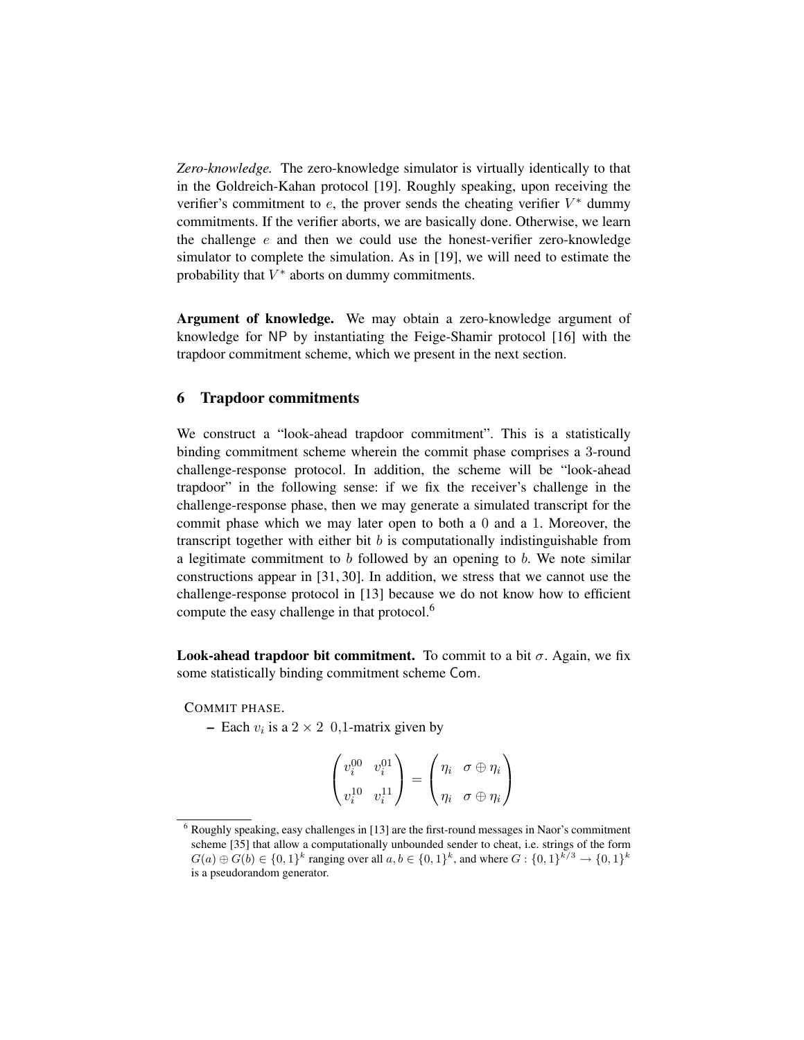*Zero-knowledge.* The zero-knowledge simulator is virtually identically to that in the Goldreich-Kahan protocol [19]. Roughly speaking, upon receiving the verifier's commitment to $e$, the prover sends the cheating verifier $V^*$ dummy commitments. If the verifier aborts, we are basically done. Otherwise, we learn the challenge $e$ and then we could use the honest-verifier zero-knowledge simulator to complete the simulation. As in [19], we will need to estimate the probability that $V^*$ aborts on dummy commitments.

**Argument of knowledge.** We may obtain a zero-knowledge argument of knowledge for NP by instantiating the Feige-Shamir protocol [16] with the trapdoor commitment scheme, which we present in the next section.

## 6 Trapdoor commitments

We construct a "look-ahead trapdoor commitment". This is a statistically binding commitment scheme wherein the commit phase comprises a 3-round challenge-response protocol. In addition, the scheme will be "look-ahead trapdoor" in the following sense: if we fix the receiver's challenge in the challenge-response phase, then we may generate a simulated transcript for the commit phase which we may later open to both a 0 and a 1. Moreover, the transcript together with either bit $b$ is computationally indistinguishable from a legitimate commitment to $b$ followed by an opening to $b$. We note similar constructions appear in [31, 30]. In addition, we stress that we cannot use the challenge-response protocol in [13] because we do not know how to efficient compute the easy challenge in that protocol.[6]

**Look-ahead trapdoor bit commitment.** To commit to a bit $\sigma$. Again, we fix some statistically binding commitment scheme $\mathsf{Com}$.

COMMIT PHASE.

- Each $v_i$ is a $2 \times 2$ 0,1-matrix given by

$$\begin{pmatrix} v_i^{00} & v_i^{01} \\ v_i^{10} & v_i^{11} \end{pmatrix} = \begin{pmatrix} \eta_i & \sigma \oplus \eta_i \\ \eta_i & \sigma \oplus \eta_i \end{pmatrix}$$

[6] Roughly speaking, easy challenges in [13] are the first-round messages in Naor's commitment scheme [35] that allow a computationally unbounded sender to cheat, i.e. strings of the form $G(a) \oplus G(b) \in \{0,1\}^k$ ranging over all $a, b \in \{0,1\}^k$, and where $G : \{0,1\}^{k/3} \to \{0,1\}^k$ is a pseudorandom generator.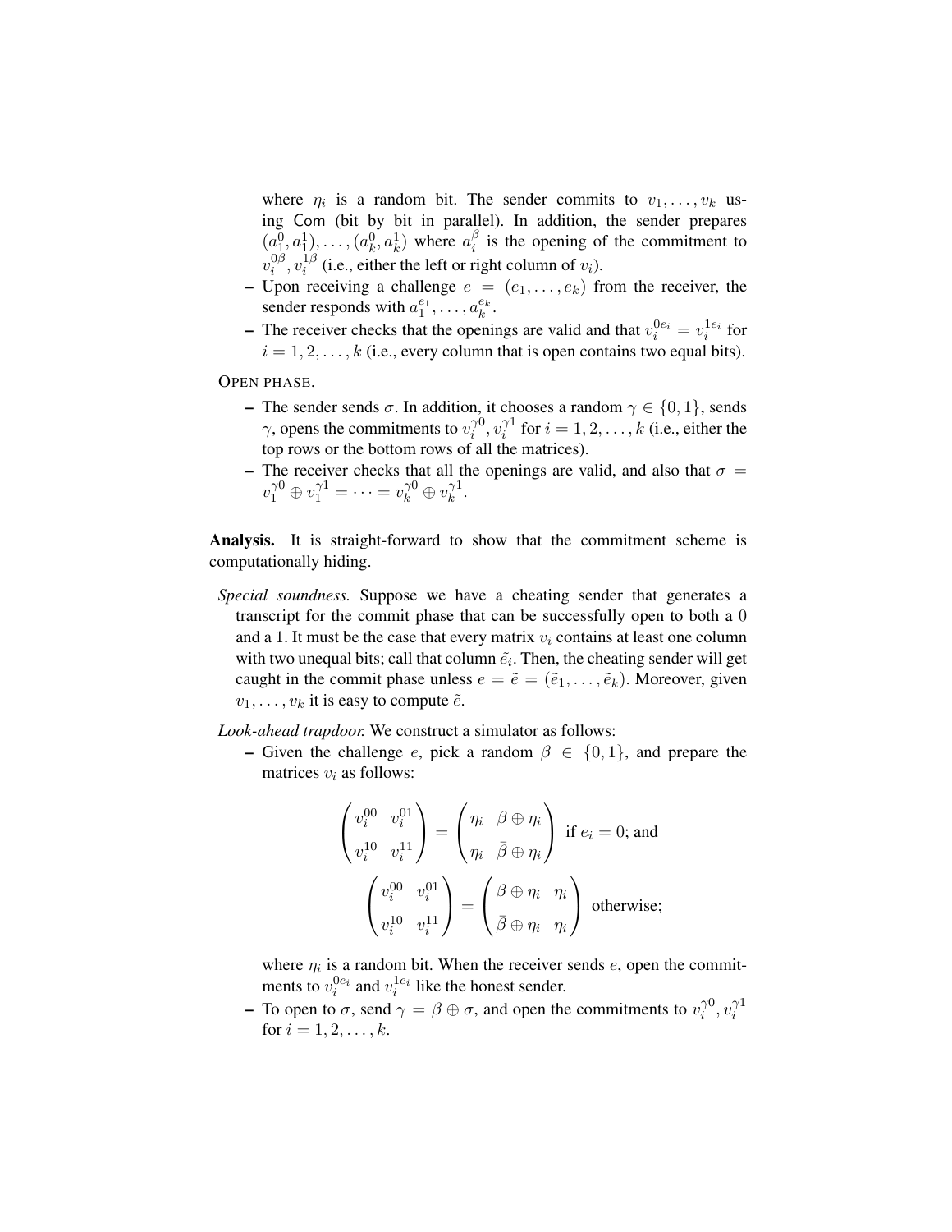where $\eta_i$ is a random bit. The sender commits to $v_1, \ldots, v_k$ using $\mathsf{Com}$ (bit by bit in parallel). In addition, the sender prepares $(a_1^0, a_1^1), \ldots, (a_k^0, a_k^1)$ where $a_i^\beta$ is the opening of the commitment to $v_i^{0\beta}, v_i^{1\beta}$ (i.e., either the left or right column of $v_i$).

- Upon receiving a challenge $e = (e_1, \ldots, e_k)$ from the receiver, the sender responds with $a_1^{e_1}, \ldots, a_k^{e_k}$.
- The receiver checks that the openings are valid and that $v_i^{0e_i} = v_i^{1e_i}$ for $i = 1, 2, \ldots, k$ (i.e., every column that is open contains two equal bits).

OPEN PHASE.

- The sender sends $\sigma$. In addition, it chooses a random $\gamma \in \{0, 1\}$, sends $\gamma$, opens the commitments to $v_i^{\gamma 0}, v_i^{\gamma 1}$ for $i = 1, 2, \ldots, k$ (i.e., either the top rows or the bottom rows of all the matrices).
- The receiver checks that all the openings are valid, and also that $\sigma = v_1^{\gamma 0} \oplus v_1^{\gamma 1} = \cdots = v_k^{\gamma 0} \oplus v_k^{\gamma 1}$.

**Analysis.** It is straight-forward to show that the commitment scheme is computationally hiding.

*Special soundness.* Suppose we have a cheating sender that generates a transcript for the commit phase that can be successfully open to both a 0 and a 1. It must be the case that every matrix $v_i$ contains at least one column with two unequal bits; call that column $\tilde{e}_i$. Then, the cheating sender will get caught in the commit phase unless $e = \tilde{e} = (\tilde{e}_1, \ldots, \tilde{e}_k)$. Moreover, given $v_1, \ldots, v_k$ it is easy to compute $\tilde{e}$.

*Look-ahead trapdoor.* We construct a simulator as follows:

- Given the challenge $e$, pick a random $\beta \in \{0, 1\}$, and prepare the matrices $v_i$ as follows:

$$\begin{pmatrix} v_i^{00} & v_i^{01} \\ v_i^{10} & v_i^{11} \end{pmatrix} = \begin{pmatrix} \eta_i & \beta \oplus \eta_i \\ \eta_i & \bar{\beta} \oplus \eta_i \end{pmatrix} \text{ if } e_i = 0 \text{; and}$$

$$\begin{pmatrix} v_i^{00} & v_i^{01} \\ v_i^{10} & v_i^{11} \end{pmatrix} = \begin{pmatrix} \beta \oplus \eta_i & \eta_i \\ \bar{\beta} \oplus \eta_i & \eta_i \end{pmatrix} \text{ otherwise;}$$

  where $\eta_i$ is a random bit. When the receiver sends $e$, open the commitments to $v_i^{0e_i}$ and $v_i^{1e_i}$ like the honest sender.
- To open to $\sigma$, send $\gamma = \beta \oplus \sigma$, and open the commitments to $v_i^{\gamma 0}, v_i^{\gamma 1}$ for $i = 1, 2, \ldots, k$.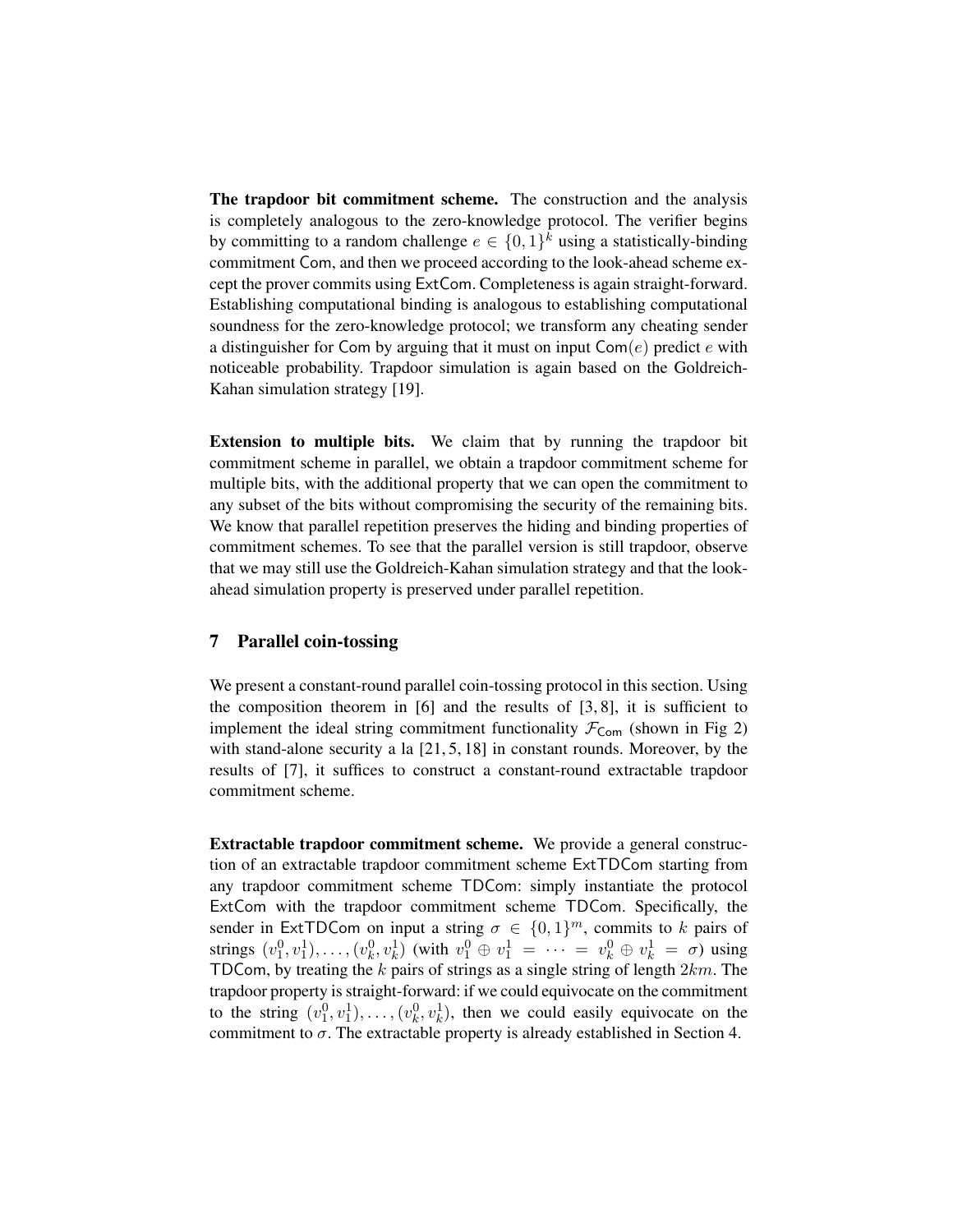**The trapdoor bit commitment scheme.** The construction and the analysis is completely analogous to the zero-knowledge protocol. The verifier begins by committing to a random challenge $e \in \{0,1\}^k$ using a statistically-binding commitment $\mathsf{Com}$, and then we proceed according to the look-ahead scheme except the prover commits using $\mathsf{ExtCom}$. Completeness is again straight-forward. Establishing computational binding is analogous to establishing computational soundness for the zero-knowledge protocol; we transform any cheating sender a distinguisher for $\mathsf{Com}$ by arguing that it must on input $\mathsf{Com}(e)$ predict $e$ with noticeable probability. Trapdoor simulation is again based on the Goldreich-Kahan simulation strategy [19].

**Extension to multiple bits.** We claim that by running the trapdoor bit commitment scheme in parallel, we obtain a trapdoor commitment scheme for multiple bits, with the additional property that we can open the commitment to any subset of the bits without compromising the security of the remaining bits. We know that parallel repetition preserves the hiding and binding properties of commitment schemes. To see that the parallel version is still trapdoor, observe that we may still use the Goldreich-Kahan simulation strategy and that the look-ahead simulation property is preserved under parallel repetition.

## 7 Parallel coin-tossing

We present a constant-round parallel coin-tossing protocol in this section. Using the composition theorem in [6] and the results of [3, 8], it is sufficient to implement the ideal string commitment functionality $\mathcal{F}_{\mathsf{Com}}$ (shown in Fig 2) with stand-alone security a la [21, 5, 18] in constant rounds. Moreover, by the results of [7], it suffices to construct a constant-round extractable trapdoor commitment scheme.

**Extractable trapdoor commitment scheme.** We provide a general construction of an extractable trapdoor commitment scheme $\mathsf{ExtTDCom}$ starting from any trapdoor commitment scheme $\mathsf{TDCom}$: simply instantiate the protocol $\mathsf{ExtCom}$ with the trapdoor commitment scheme $\mathsf{TDCom}$. Specifically, the sender in $\mathsf{ExtTDCom}$ on input a string $\sigma \in \{0,1\}^m$, commits to $k$ pairs of strings $(v_1^0, v_1^1), \ldots, (v_k^0, v_k^1)$ (with $v_1^0 \oplus v_1^1 = \cdots = v_k^0 \oplus v_k^1 = \sigma$) using $\mathsf{TDCom}$, by treating the $k$ pairs of strings as a single string of length $2km$. The trapdoor property is straight-forward: if we could equivocate on the commitment to the string $(v_1^0, v_1^1), \ldots, (v_k^0, v_k^1)$, then we could easily equivocate on the commitment to $\sigma$. The extractable property is already established in Section 4.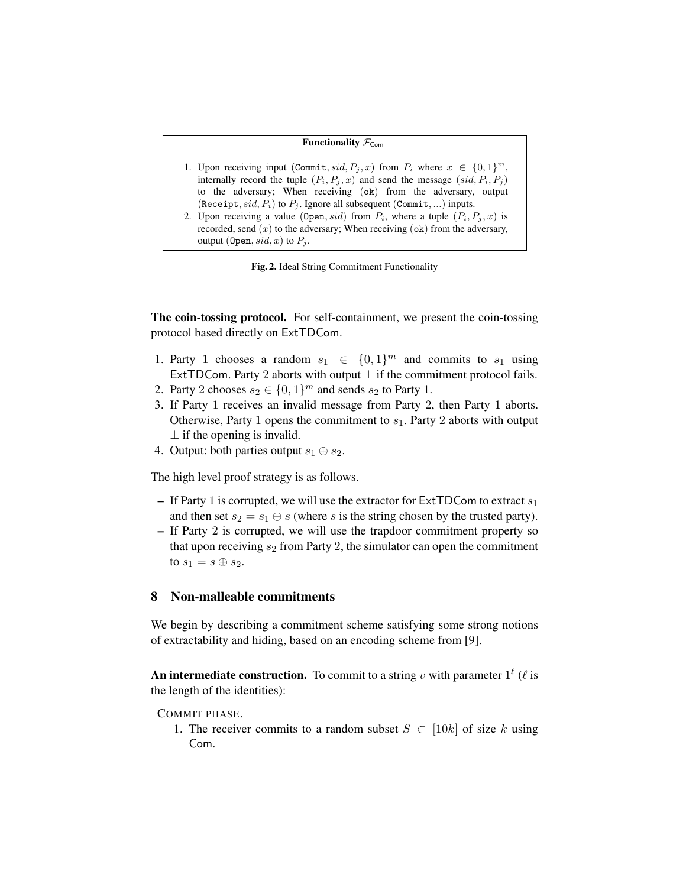**Functionality $\mathcal{F}_{\mathsf{Com}}$**

1. Upon receiving input $(\texttt{Commit}, sid, P_j, x)$ from $P_i$ where $x \in \{0,1\}^m$, internally record the tuple $(P_i, P_j, x)$ and send the message $(sid, P_i, P_j)$ to the adversary; When receiving $(\texttt{ok})$ from the adversary, output $(\texttt{Receipt}, sid, P_i)$ to $P_j$. Ignore all subsequent $(\texttt{Commit}, ...)$ inputs.
2. Upon receiving a value $(\texttt{Open}, sid)$ from $P_i$, where a tuple $(P_i, P_j, x)$ is recorded, send $(x)$ to the adversary; When receiving $(\texttt{ok})$ from the adversary, output $(\texttt{Open}, sid, x)$ to $P_j$.

**Fig. 2.** Ideal String Commitment Functionality

**The coin-tossing protocol.** For self-containment, we present the coin-tossing protocol based directly on $\mathsf{ExtTDCom}$.

1. Party 1 chooses a random $s_1 \in \{0,1\}^m$ and commits to $s_1$ using $\mathsf{ExtTDCom}$. Party 2 aborts with output $\perp$ if the commitment protocol fails.
2. Party 2 chooses $s_2 \in \{0,1\}^m$ and sends $s_2$ to Party 1.
3. If Party 1 receives an invalid message from Party 2, then Party 1 aborts. Otherwise, Party 1 opens the commitment to $s_1$. Party 2 aborts with output $\perp$ if the opening is invalid.
4. Output: both parties output $s_1 \oplus s_2$.

The high level proof strategy is as follows.

- If Party 1 is corrupted, we will use the extractor for $\mathsf{ExtTDCom}$ to extract $s_1$ and then set $s_2 = s_1 \oplus s$ (where $s$ is the string chosen by the trusted party).
- If Party 2 is corrupted, we will use the trapdoor commitment property so that upon receiving $s_2$ from Party 2, the simulator can open the commitment to $s_1 = s \oplus s_2$.

## 8 Non-malleable commitments

We begin by describing a commitment scheme satisfying some strong notions of extractability and hiding, based on an encoding scheme from [9].

**An intermediate construction.** To commit to a string $v$ with parameter $1^\ell$ ($\ell$ is the length of the identities):

COMMIT PHASE.

1. The receiver commits to a random subset $S \subset [10k]$ of size $k$ using $\mathsf{Com}$.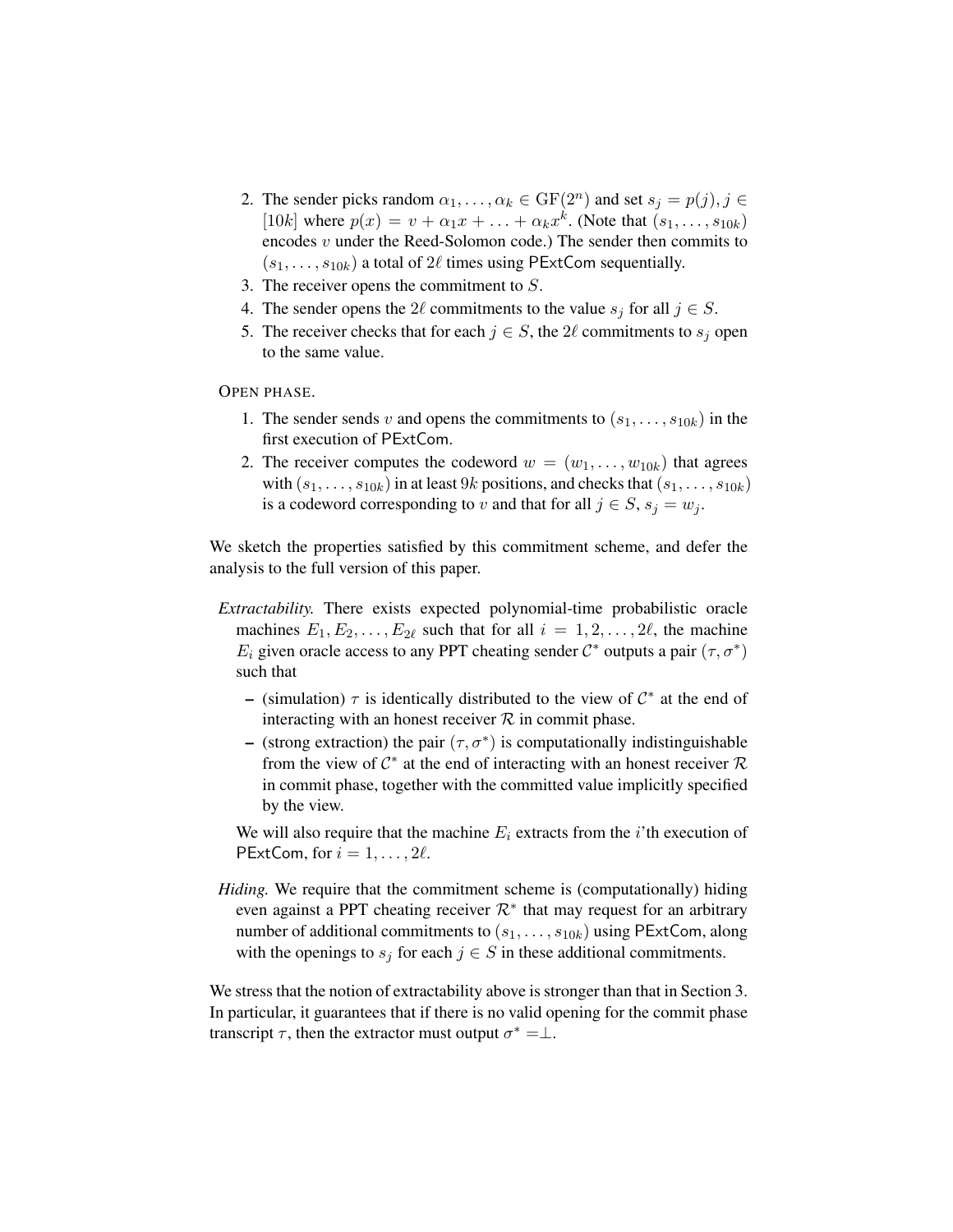2. The sender picks random $\alpha_1, \ldots, \alpha_k \in \mathrm{GF}(2^n)$ and set $s_j = p(j), j \in [10k]$ where $p(x) = v + \alpha_1 x + \ldots + \alpha_k x^k$. (Note that $(s_1, \ldots, s_{10k})$ encodes $v$ under the Reed-Solomon code.) The sender then commits to $(s_1, \ldots, s_{10k})$ a total of $2\ell$ times using $\mathsf{PExtCom}$ sequentially.
3. The receiver opens the commitment to $S$.
4. The sender opens the $2\ell$ commitments to the value $s_j$ for all $j \in S$.
5. The receiver checks that for each $j \in S$, the $2\ell$ commitments to $s_j$ open to the same value.

OPEN PHASE.

1. The sender sends $v$ and opens the commitments to $(s_1, \ldots, s_{10k})$ in the first execution of $\mathsf{PExtCom}$.
2. The receiver computes the codeword $w = (w_1, \ldots, w_{10k})$ that agrees with $(s_1, \ldots, s_{10k})$ in at least $9k$ positions, and checks that $(s_1, \ldots, s_{10k})$ is a codeword corresponding to $v$ and that for all $j \in S$, $s_j = w_j$.

We sketch the properties satisfied by this commitment scheme, and defer the analysis to the full version of this paper.

*Extractability.* There exists expected polynomial-time probabilistic oracle machines $E_1, E_2, \ldots, E_{2\ell}$ such that for all $i = 1, 2, \ldots, 2\ell$, the machine $E_i$ given oracle access to any PPT cheating sender $\mathcal{C}^*$ outputs a pair $(\tau, \sigma^*)$ such that

- (simulation) $\tau$ is identically distributed to the view of $\mathcal{C}^*$ at the end of interacting with an honest receiver $\mathcal{R}$ in commit phase.
- (strong extraction) the pair $(\tau, \sigma^*)$ is computationally indistinguishable from the view of $\mathcal{C}^*$ at the end of interacting with an honest receiver $\mathcal{R}$ in commit phase, together with the committed value implicitly specified by the view.

We will also require that the machine $E_i$ extracts from the $i$'th execution of $\mathsf{PExtCom}$, for $i = 1, \ldots, 2\ell$.

*Hiding.* We require that the commitment scheme is (computationally) hiding even against a PPT cheating receiver $\mathcal{R}^*$ that may request for an arbitrary number of additional commitments to $(s_1, \ldots, s_{10k})$ using $\mathsf{PExtCom}$, along with the openings to $s_j$ for each $j \in S$ in these additional commitments.

We stress that the notion of extractability above is stronger than that in Section 3. In particular, it guarantees that if there is no valid opening for the commit phase transcript $\tau$, then the extractor must output $\sigma^* = \perp$.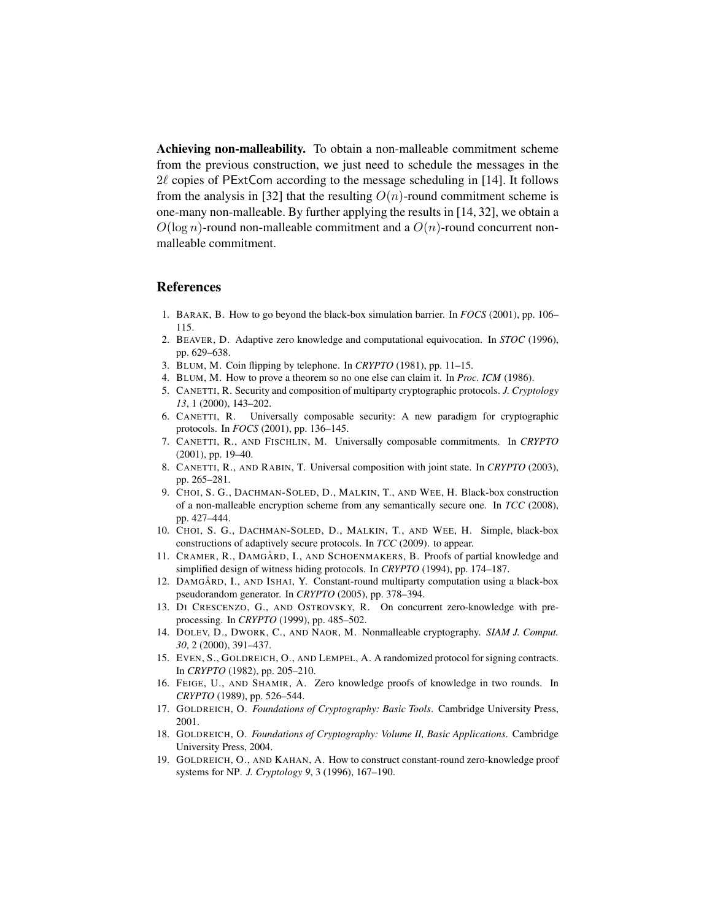**Achieving non-malleability.** To obtain a non-malleable commitment scheme from the previous construction, we just need to schedule the messages in the $2\ell$ copies of PExtCom according to the message scheduling in [14]. It follows from the analysis in [32] that the resulting $O(n)$-round commitment scheme is one-many non-malleable. By further applying the results in [14, 32], we obtain a $O(\log n)$-round non-malleable commitment and a $O(n)$-round concurrent non-malleable commitment.

## References

1. BARAK, B. How to go beyond the black-box simulation barrier. In *FOCS* (2001), pp. 106–115.
2. BEAVER, D. Adaptive zero knowledge and computational equivocation. In *STOC* (1996), pp. 629–638.
3. BLUM, M. Coin flipping by telephone. In *CRYPTO* (1981), pp. 11–15.
4. BLUM, M. How to prove a theorem so no one else can claim it. In *Proc. ICM* (1986).
5. CANETTI, R. Security and composition of multiparty cryptographic protocols. *J. Cryptology 13*, 1 (2000), 143–202.
6. CANETTI, R. Universally composable security: A new paradigm for cryptographic protocols. In *FOCS* (2001), pp. 136–145.
7. CANETTI, R., AND FISCHLIN, M. Universally composable commitments. In *CRYPTO* (2001), pp. 19–40.
8. CANETTI, R., AND RABIN, T. Universal composition with joint state. In *CRYPTO* (2003), pp. 265–281.
9. CHOI, S. G., DACHMAN-SOLED, D., MALKIN, T., AND WEE, H. Black-box construction of a non-malleable encryption scheme from any semantically secure one. In *TCC* (2008), pp. 427–444.
10. CHOI, S. G., DACHMAN-SOLED, D., MALKIN, T., AND WEE, H. Simple, black-box constructions of adaptively secure protocols. In *TCC* (2009). to appear.
11. CRAMER, R., DAMGÅRD, I., AND SCHOENMAKERS, B. Proofs of partial knowledge and simplified design of witness hiding protocols. In *CRYPTO* (1994), pp. 174–187.
12. DAMGÅRD, I., AND ISHAI, Y. Constant-round multiparty computation using a black-box pseudorandom generator. In *CRYPTO* (2005), pp. 378–394.
13. DI CRESCENZO, G., AND OSTROVSKY, R. On concurrent zero-knowledge with pre-processing. In *CRYPTO* (1999), pp. 485–502.
14. DOLEV, D., DWORK, C., AND NAOR, M. Nonmalleable cryptography. *SIAM J. Comput. 30*, 2 (2000), 391–437.
15. EVEN, S., GOLDREICH, O., AND LEMPEL, A. A randomized protocol for signing contracts. In *CRYPTO* (1982), pp. 205–210.
16. FEIGE, U., AND SHAMIR, A. Zero knowledge proofs of knowledge in two rounds. In *CRYPTO* (1989), pp. 526–544.
17. GOLDREICH, O. *Foundations of Cryptography: Basic Tools*. Cambridge University Press, 2001.
18. GOLDREICH, O. *Foundations of Cryptography: Volume II, Basic Applications*. Cambridge University Press, 2004.
19. GOLDREICH, O., AND KAHAN, A. How to construct constant-round zero-knowledge proof systems for NP. *J. Cryptology 9*, 3 (1996), 167–190.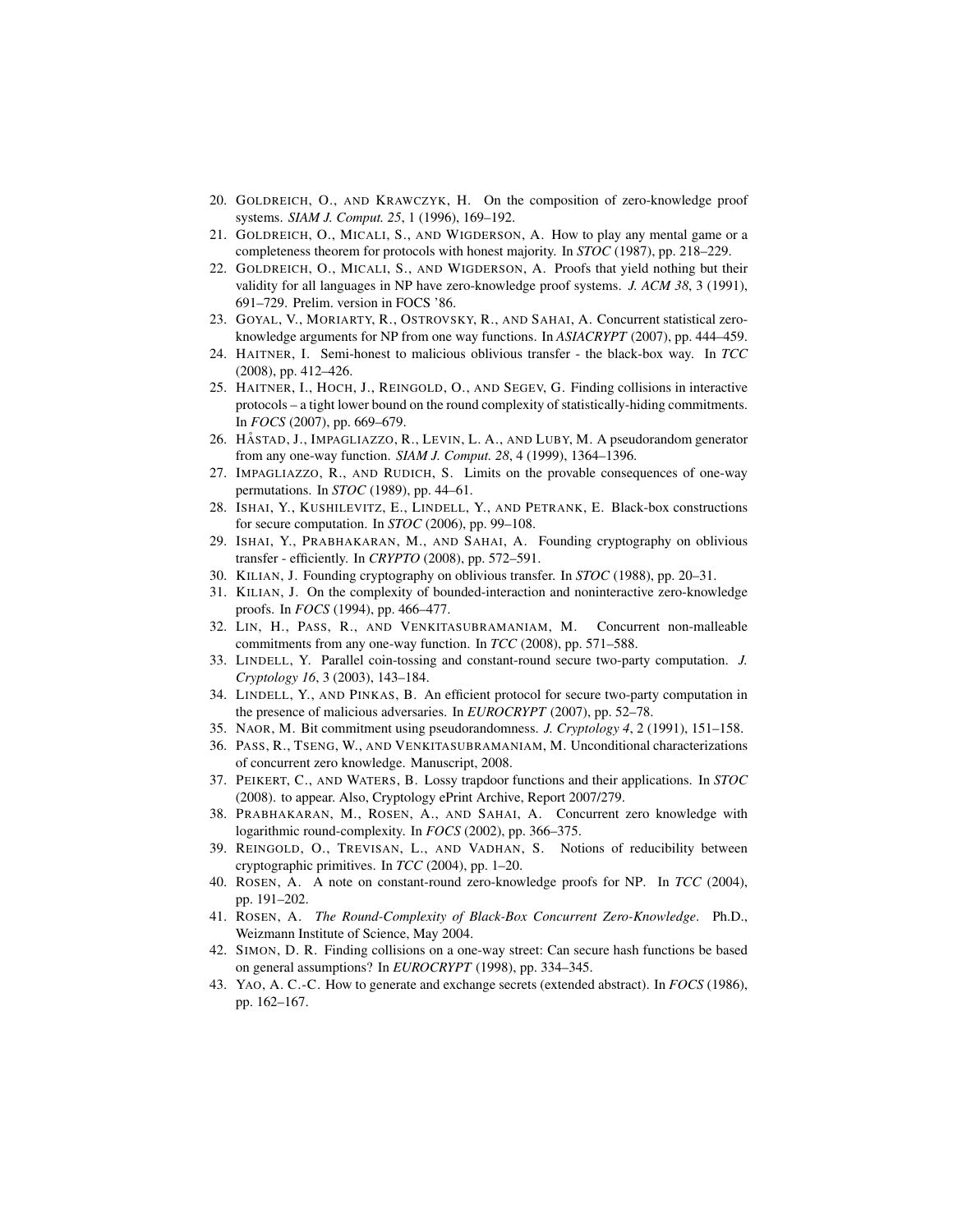20. GOLDREICH, O., AND KRAWCZYK, H. On the composition of zero-knowledge proof systems. *SIAM J. Comput. 25*, 1 (1996), 169–192.
21. GOLDREICH, O., MICALI, S., AND WIGDERSON, A. How to play any mental game or a completeness theorem for protocols with honest majority. In *STOC* (1987), pp. 218–229.
22. GOLDREICH, O., MICALI, S., AND WIGDERSON, A. Proofs that yield nothing but their validity for all languages in NP have zero-knowledge proof systems. *J. ACM 38*, 3 (1991), 691–729. Prelim. version in FOCS '86.
23. GOYAL, V., MORIARTY, R., OSTROVSKY, R., AND SAHAI, A. Concurrent statistical zero-knowledge arguments for NP from one way functions. In *ASIACRYPT* (2007), pp. 444–459.
24. HAITNER, I. Semi-honest to malicious oblivious transfer - the black-box way. In *TCC* (2008), pp. 412–426.
25. HAITNER, I., HOCH, J., REINGOLD, O., AND SEGEV, G. Finding collisions in interactive protocols – a tight lower bound on the round complexity of statistically-hiding commitments. In *FOCS* (2007), pp. 669–679.
26. HÅSTAD, J., IMPAGLIAZZO, R., LEVIN, L. A., AND LUBY, M. A pseudorandom generator from any one-way function. *SIAM J. Comput. 28*, 4 (1999), 1364–1396.
27. IMPAGLIAZZO, R., AND RUDICH, S. Limits on the provable consequences of one-way permutations. In *STOC* (1989), pp. 44–61.
28. ISHAI, Y., KUSHILEVITZ, E., LINDELL, Y., AND PETRANK, E. Black-box constructions for secure computation. In *STOC* (2006), pp. 99–108.
29. ISHAI, Y., PRABHAKARAN, M., AND SAHAI, A. Founding cryptography on oblivious transfer - efficiently. In *CRYPTO* (2008), pp. 572–591.
30. KILIAN, J. Founding cryptography on oblivious transfer. In *STOC* (1988), pp. 20–31.
31. KILIAN, J. On the complexity of bounded-interaction and noninteractive zero-knowledge proofs. In *FOCS* (1994), pp. 466–477.
32. LIN, H., PASS, R., AND VENKITASUBRAMANIAM, M. Concurrent non-malleable commitments from any one-way function. In *TCC* (2008), pp. 571–588.
33. LINDELL, Y. Parallel coin-tossing and constant-round secure two-party computation. *J. Cryptology 16*, 3 (2003), 143–184.
34. LINDELL, Y., AND PINKAS, B. An efficient protocol for secure two-party computation in the presence of malicious adversaries. In *EUROCRYPT* (2007), pp. 52–78.
35. NAOR, M. Bit commitment using pseudorandomness. *J. Cryptology 4*, 2 (1991), 151–158.
36. PASS, R., TSENG, W., AND VENKITASUBRAMANIAM, M. Unconditional characterizations of concurrent zero knowledge. Manuscript, 2008.
37. PEIKERT, C., AND WATERS, B. Lossy trapdoor functions and their applications. In *STOC* (2008). to appear. Also, Cryptology ePrint Archive, Report 2007/279.
38. PRABHAKARAN, M., ROSEN, A., AND SAHAI, A. Concurrent zero knowledge with logarithmic round-complexity. In *FOCS* (2002), pp. 366–375.
39. REINGOLD, O., TREVISAN, L., AND VADHAN, S. Notions of reducibility between cryptographic primitives. In *TCC* (2004), pp. 1–20.
40. ROSEN, A. A note on constant-round zero-knowledge proofs for NP. In *TCC* (2004), pp. 191–202.
41. ROSEN, A. *The Round-Complexity of Black-Box Concurrent Zero-Knowledge*. Ph.D., Weizmann Institute of Science, May 2004.
42. SIMON, D. R. Finding collisions on a one-way street: Can secure hash functions be based on general assumptions? In *EUROCRYPT* (1998), pp. 334–345.
43. YAO, A. C.-C. How to generate and exchange secrets (extended abstract). In *FOCS* (1986), pp. 162–167.